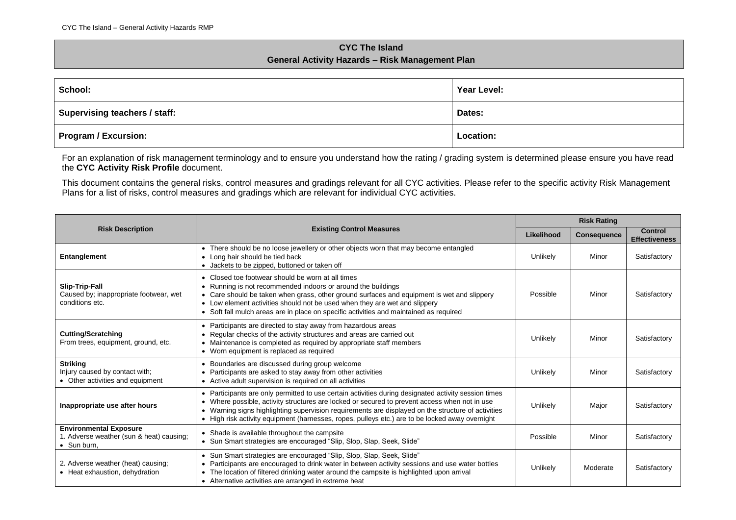## CYC The Island
## General Activity Hazards – Risk Management Plan

| **School:** | **Year Level:** |
|---|---|
| **Supervising teachers / staff:** | **Dates:** |
| **Program / Excursion:** | **Location:** |

For an explanation of risk management terminology and to ensure you understand how the rating / grading system is determined please ensure you have read the **CYC Activity Risk Profile** document.

This document contains the general risks, control measures and gradings relevant for all CYC activities. Please refer to the specific activity Risk Management Plans for a list of risks, control measures and gradings which are relevant for individual CYC activities.

| **Risk Description** | **Existing Control Measures** | **Risk Rating** | | |
|---|---|---|---|---|
| | | **Likelihood** | **Consequence** | **Control Effectiveness** |
| **Entanglement** | • There should be no loose jewellery or other objects worn that may become entangled<br>• Long hair should be tied back<br>• Jackets to be zipped, buttoned or taken off | Unlikely | Minor | Satisfactory |
| **Slip-Trip-Fall**<br>Caused by; inappropriate footwear, wet conditions etc. | • Closed toe footwear should be worn at all times<br>• Running is not recommended indoors or around the buildings<br>• Care should be taken when grass, other ground surfaces and equipment is wet and slippery<br>• Low element activities should not be used when they are wet and slippery<br>• Soft fall mulch areas are in place on specific activities and maintained as required | Possible | Minor | Satisfactory |
| **Cutting/Scratching**<br>From trees, equipment, ground, etc. | • Participants are directed to stay away from hazardous areas<br>• Regular checks of the activity structures and areas are carried out<br>• Maintenance is completed as required by appropriate staff members<br>• Worn equipment is replaced as required | Unlikely | Minor | Satisfactory |
| **Striking**<br>Injury caused by contact with;<br>• Other activities and equipment | • Boundaries are discussed during group welcome<br>• Participants are asked to stay away from other activities<br>• Active adult supervision is required on all activities | Unlikely | Minor | Satisfactory |
| **Inappropriate use after hours** | • Participants are only permitted to use certain activities during designated activity session times<br>• Where possible, activity structures are locked or secured to prevent access when not in use<br>• Warning signs highlighting supervision requirements are displayed on the structure of activities<br>• High risk activity equipment (harnesses, ropes, pulleys etc.) are to be locked away overnight | Unlikely | Major | Satisfactory |
| **Environmental Exposure**<br>1. Adverse weather (sun & heat) causing;<br>• Sun burn, | • Shade is available throughout the campsite<br>• Sun Smart strategies are encouraged "Slip, Slop, Slap, Seek, Slide" | Possible | Minor | Satisfactory |
| 2. Adverse weather (heat) causing;<br>• Heat exhaustion, dehydration | • Sun Smart strategies are encouraged "Slip, Slop, Slap, Seek, Slide"<br>• Participants are encouraged to drink water in between activity sessions and use water bottles<br>• The location of filtered drinking water around the campsite is highlighted upon arrival<br>• Alternative activities are arranged in extreme heat | Unlikely | Moderate | Satisfactory |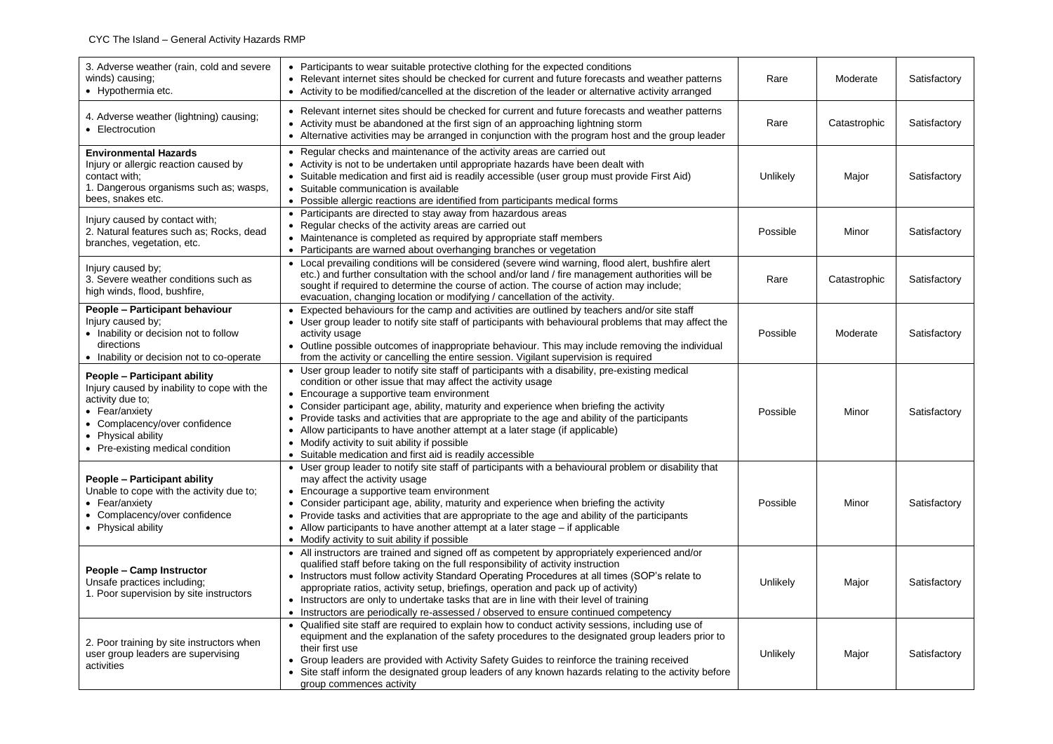| | | | | |
|---|---|---|---|---|
| 3. Adverse weather (rain, cold and severe winds) causing;<br>• Hypothermia etc. | • Participants to wear suitable protective clothing for the expected conditions<br>• Relevant internet sites should be checked for current and future forecasts and weather patterns<br>• Activity to be modified/cancelled at the discretion of the leader or alternative activity arranged | Rare | Moderate | Satisfactory |
| 4. Adverse weather (lightning) causing;<br>• Electrocution | • Relevant internet sites should be checked for current and future forecasts and weather patterns<br>• Activity must be abandoned at the first sign of an approaching lightning storm<br>• Alternative activities may be arranged in conjunction with the program host and the group leader | Rare | Catastrophic | Satisfactory |
| **Environmental Hazards**<br>Injury or allergic reaction caused by contact with;<br>1. Dangerous organisms such as; wasps, bees, snakes etc. | • Regular checks and maintenance of the activity areas are carried out<br>• Activity is not to be undertaken until appropriate hazards have been dealt with<br>• Suitable medication and first aid is readily accessible (user group must provide First Aid)<br>• Suitable communication is available<br>• Possible allergic reactions are identified from participants medical forms | Unlikely | Major | Satisfactory |
| Injury caused by contact with;<br>2. Natural features such as; Rocks, dead branches, vegetation, etc. | • Participants are directed to stay away from hazardous areas<br>• Regular checks of the activity areas are carried out<br>• Maintenance is completed as required by appropriate staff members<br>• Participants are warned about overhanging branches or vegetation | Possible | Minor | Satisfactory |
| Injury caused by;<br>3. Severe weather conditions such as high winds, flood, bushfire, | • Local prevailing conditions will be considered (severe wind warning, flood alert, bushfire alert etc.) and further consultation with the school and/or land / fire management authorities will be sought if required to determine the course of action. The course of action may include; evacuation, changing location or modifying / cancellation of the activity. | Rare | Catastrophic | Satisfactory |
| **People – Participant behaviour**<br>Injury caused by;<br>• Inability or decision not to follow directions<br>• Inability or decision not to co-operate | • Expected behaviours for the camp and activities are outlined by teachers and/or site staff<br>• User group leader to notify site staff of participants with behavioural problems that may affect the activity usage<br>• Outline possible outcomes of inappropriate behaviour. This may include removing the individual from the activity or cancelling the entire session. Vigilant supervision is required | Possible | Moderate | Satisfactory |
| **People – Participant ability**<br>Injury caused by inability to cope with the activity due to;<br>• Fear/anxiety<br>• Complacency/over confidence<br>• Physical ability<br>• Pre-existing medical condition | • User group leader to notify site staff of participants with a disability, pre-existing medical condition or other issue that may affect the activity usage<br>• Encourage a supportive team environment<br>• Consider participant age, ability, maturity and experience when briefing the activity<br>• Provide tasks and activities that are appropriate to the age and ability of the participants<br>• Allow participants to have another attempt at a later stage (if applicable)<br>• Modify activity to suit ability if possible<br>• Suitable medication and first aid is readily accessible | Possible | Minor | Satisfactory |
| **People – Participant ability**<br>Unable to cope with the activity due to;<br>• Fear/anxiety<br>• Complacency/over confidence<br>• Physical ability | • User group leader to notify site staff of participants with a behavioural problem or disability that may affect the activity usage<br>• Encourage a supportive team environment<br>• Consider participant age, ability, maturity and experience when briefing the activity<br>• Provide tasks and activities that are appropriate to the age and ability of the participants<br>• Allow participants to have another attempt at a later stage – if applicable<br>• Modify activity to suit ability if possible | Possible | Minor | Satisfactory |
| **People – Camp Instructor**<br>Unsafe practices including;<br>1. Poor supervision by site instructors | • All instructors are trained and signed off as competent by appropriately experienced and/or qualified staff before taking on the full responsibility of activity instruction<br>• Instructors must follow activity Standard Operating Procedures at all times (SOP's relate to appropriate ratios, activity setup, briefings, operation and pack up of activity)<br>• Instructors are only to undertake tasks that are in line with their level of training<br>• Instructors are periodically re-assessed / observed to ensure continued competency | Unlikely | Major | Satisfactory |
| 2. Poor training by site instructors when user group leaders are supervising activities | • Qualified site staff are required to explain how to conduct activity sessions, including use of equipment and the explanation of the safety procedures to the designated group leaders prior to their first use<br>• Group leaders are provided with Activity Safety Guides to reinforce the training received<br>• Site staff inform the designated group leaders of any known hazards relating to the activity before group commences activity | Unlikely | Major | Satisfactory |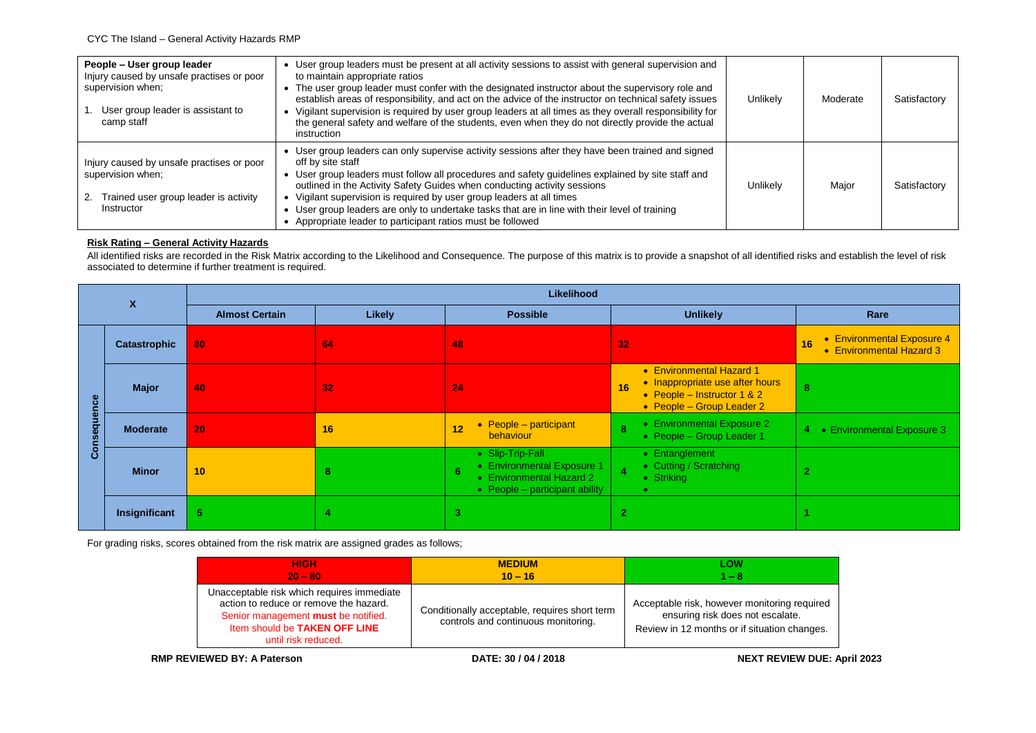| | | | | |
|---|---|---|---|---|
| **People – User group leader**<br>Injury caused by unsafe practises or poor supervision when;<br>1. User group leader is assistant to camp staff | • User group leaders must be present at all activity sessions to assist with general supervision and to maintain appropriate ratios<br>• The user group leader must confer with the designated instructor about the supervisory role and establish areas of responsibility, and act on the advice of the instructor on technical safety issues<br>• Vigilant supervision is required by user group leaders at all times as they overall responsibility for the general safety and welfare of the students, even when they do not directly provide the actual instruction | Unlikely | Moderate | Satisfactory |
| Injury caused by unsafe practises or poor supervision when;<br>2. Trained user group leader is activity Instructor | • User group leaders can only supervise activity sessions after they have been trained and signed off by site staff<br>• User group leaders must follow all procedures and safety guidelines explained by site staff and outlined in the Activity Safety Guides when conducting activity sessions<br>• Vigilant supervision is required by user group leaders at all times<br>• User group leaders are only to undertake tasks that are in line with their level of training<br>• Appropriate leader to participant ratios must be followed | Unlikely | Major | Satisfactory |

**Risk Rating – General Activity Hazards**

All identified risks are recorded in the Risk Matrix according to the Likelihood and Consequence. The purpose of this matrix is to provide a snapshot of all identified risks and establish the level of risk associated to determine if further treatment is required.

| X | | Likelihood | | | | |
|---|---|---|---|---|---|---|
| | | **Almost Certain** | **Likely** | **Possible** | **Unlikely** | **Rare** |
| Consequence | **Catastrophic** | 80 | 64 | 48 | 32 | 16 • Environmental Exposure 4<br>• Environmental Hazard 3 |
| | **Major** | 40 | 32 | 24 | 16 • Environmental Hazard 1<br>• Inappropriate use after hours<br>• People – Instructor 1 & 2<br>• People – Group Leader 2 | 8 |
| | **Moderate** | 20 | 16 | 12 • People – participant behaviour | 8 • Environmental Exposure 2<br>• People – Group Leader 1 | 4 • Environmental Exposure 3 |
| | **Minor** | 10 | 8 | 6 • Slip-Trip-Fall<br>• Environmental Exposure 1<br>• Environmental Hazard 2<br>• People – participant ability | 4 • Entanglement<br>• Cutting / Scratching<br>• Striking<br>• | 2 |
| | **Insignificant** | 5 | 4 | 3 | 2 | 1 |

For grading risks, scores obtained from the risk matrix are assigned grades as follows;

| **HIGH**<br>**20 – 80** | **MEDIUM**<br>**10 – 16** | **LOW**<br>**1 – 8** |
|---|---|---|
| Unacceptable risk which requires immediate action to reduce or remove the hazard.<br>Senior management **must** be notified.<br>Item should be **TAKEN OFF LINE** until risk reduced. | Conditionally acceptable, requires short term controls and continuous monitoring. | Acceptable risk, however monitoring required ensuring risk does not escalate.<br>Review in 12 months or if situation changes. |

**RMP REVIEWED BY: A Paterson** **DATE: 30 / 04 / 2018** **NEXT REVIEW DUE: April 2023**